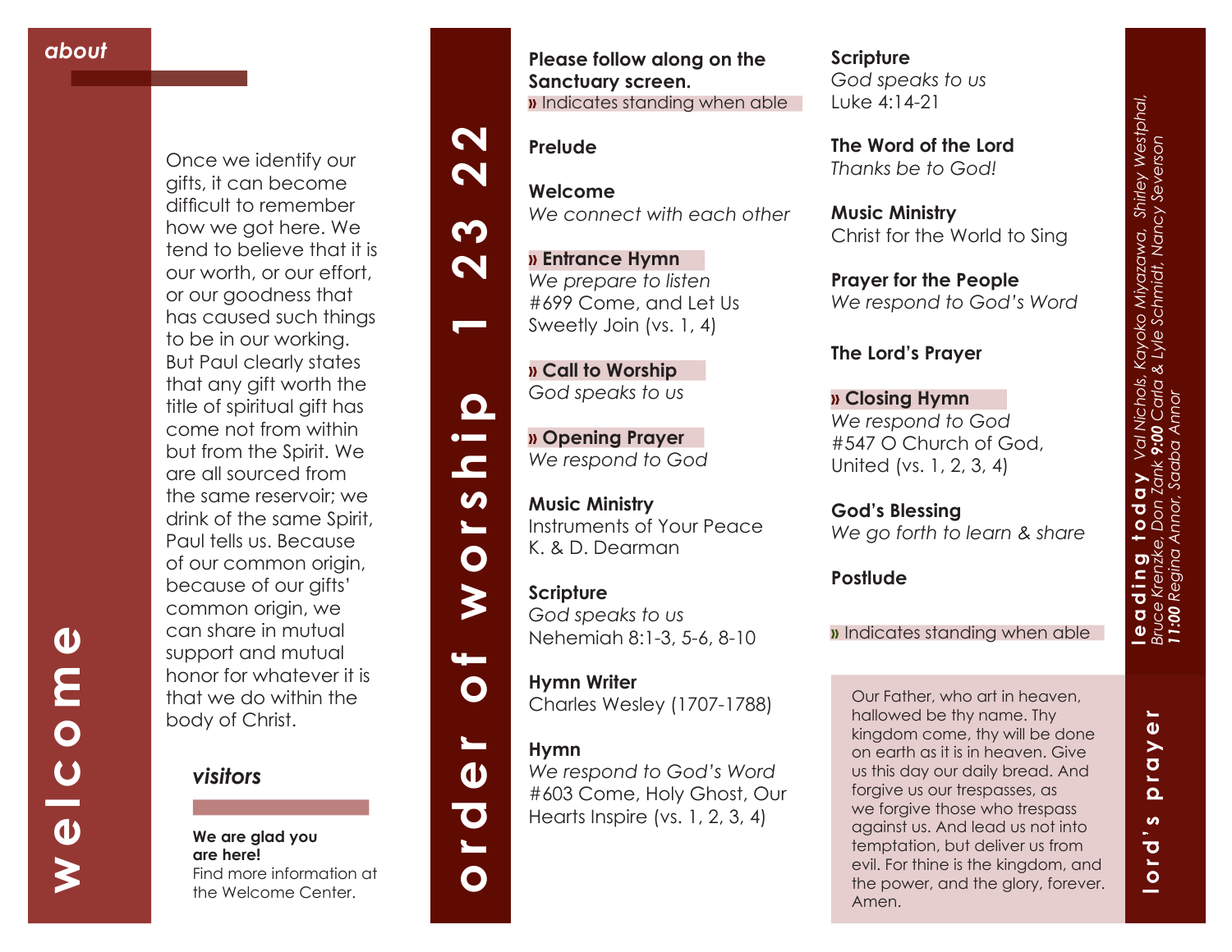# welcome

## about

Once we identify our gifts, it can become difficult to remember how we got here. We tend to believe that it is our worth, or our effort, or our goodness that has caused such things to be in our working. But Paul clearly states that any gift worth the title of spiritual gift has come not from within but from the Spirit. We are all sourced from the same reservoir; we drink of the same Spirit, Paul tells us. Because of our common origin, because of our gifts' common origin, we can share in mutual support and mutual honor for whatever it is that we do within the body of Christ.

## visitors

**We are glad you are here!**
Find more information at the Welcome Center.

# order of worship 1 23 22

**Please follow along on the Sanctuary screen.**
» Indicates standing when able

**Prelude**

**Welcome**
*We connect with each other*

**» Entrance Hymn**
*We prepare to listen*
#699 Come, and Let Us Sweetly Join (vs. 1, 4)

**» Call to Worship**
*God speaks to us*

**» Opening Prayer**
*We respond to God*

**Music Ministry**
Instruments of Your Peace
K. & D. Dearman

**Scripture**
*God speaks to us*
Nehemiah 8:1-3, 5-6, 8-10

**Hymn Writer**
Charles Wesley (1707-1788)

**Hymn**
*We respond to God's Word*
#603 Come, Holy Ghost, Our Hearts Inspire (vs. 1, 2, 3, 4)

**Scripture**
*God speaks to us*
Luke 4:14-21

**The Word of the Lord**
*Thanks be to God!*

**Music Ministry**
Christ for the World to Sing

**Prayer for the People**
*We respond to God's Word*

**The Lord's Prayer**

**» Closing Hymn**
*We respond to God*
#547 O Church of God, United (vs. 1, 2, 3, 4)

**God's Blessing**
*We go forth to learn & share*

**Postlude**

» Indicates standing when able

## lord's prayer

Our Father, who art in heaven, hallowed be thy name. Thy kingdom come, thy will be done on earth as it is in heaven. Give us this day our daily bread. And forgive us our trespasses, as we forgive those who trespass against us. And lead us not into temptation, but deliver us from evil. For thine is the kingdom, and the power, and the glory, forever. Amen.

## leading today

*Val Nichols, Kayoko Miyazawa, Shirley Westphal, Bruce Krenzke, Don Zank* ***9:00*** *Carla & Lyle Schmidt, Nancy Severson* ***11:00*** *Regina Annor, Saaba Annor*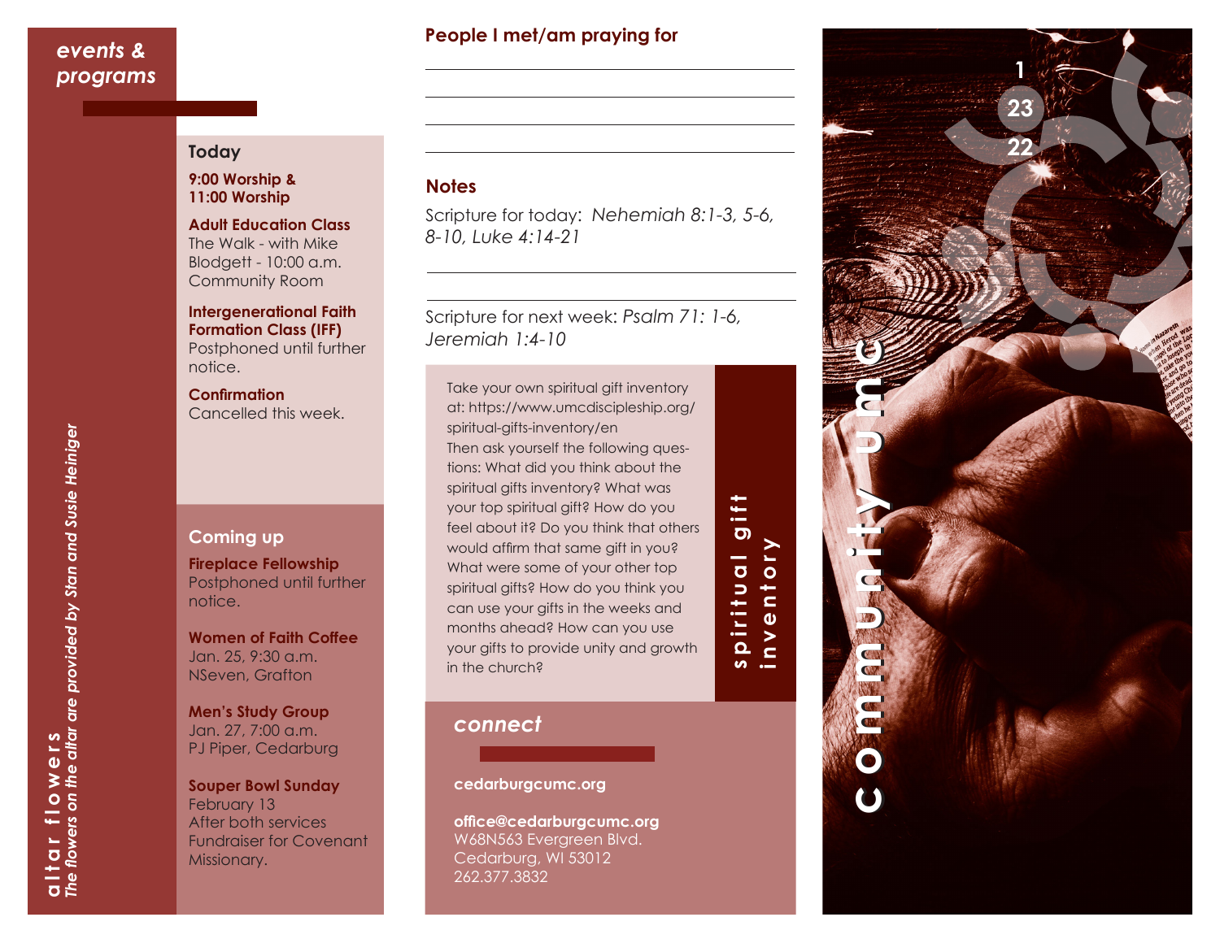## events & programs

### Today

**9:00 Worship & 11:00 Worship**

**Adult Education Class**
The Walk - with Mike Blodgett - 10:00 a.m. Community Room

**Intergenerational Faith Formation Class (IFF)**
Postponed until further notice.

**Confirmation**
Cancelled this week.

### Coming up

**Fireplace Fellowship**
Postponed until further notice.

**Women of Faith Coffee**
Jan. 25, 9:30 a.m.
NSeven, Grafton

**Men's Study Group**
Jan. 27, 7:00 a.m.
PJ Piper, Cedarburg

**Souper Bowl Sunday**
February 13
After both services
Fundraiser for Covenant Missionary.

**altar flowers**
*The flowers on the altar are provided by Stan and Susie Heiniger*

## People I met/am praying for

## Notes

Scripture for today: *Nehemiah 8:1-3, 5-6, 8-10, Luke 4:14-21*

Scripture for next week: *Psalm 71: 1-6, Jeremiah 1:4-10*

## spiritual gift inventory

Take your own spiritual gift inventory at: https://www.umcdiscipleship.org/spiritual-gifts-inventory/en
Then ask yourself the following questions: What did you think about the spiritual gifts inventory? What was your top spiritual gift? How do you feel about it? Do you think that others would affirm that same gift in you? What were some of your other top spiritual gifts? How do you think you can use your gifts in the weeks and months ahead? How can you use your gifts to provide unity and growth in the church?

## connect

**cedarburgcumc.org**

**office@cedarburgcumc.org**
W68N563 Evergreen Blvd.
Cedarburg, WI 53012
262.377.3832

# community umc

1
23
22